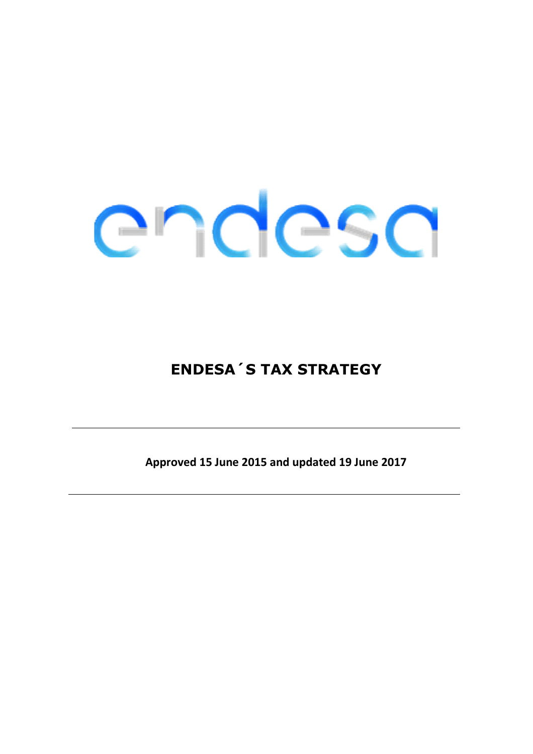# ENDESA´S TAX STRATEGY

---

**Approved 15 June 2015 and updated 19 June 2017**

---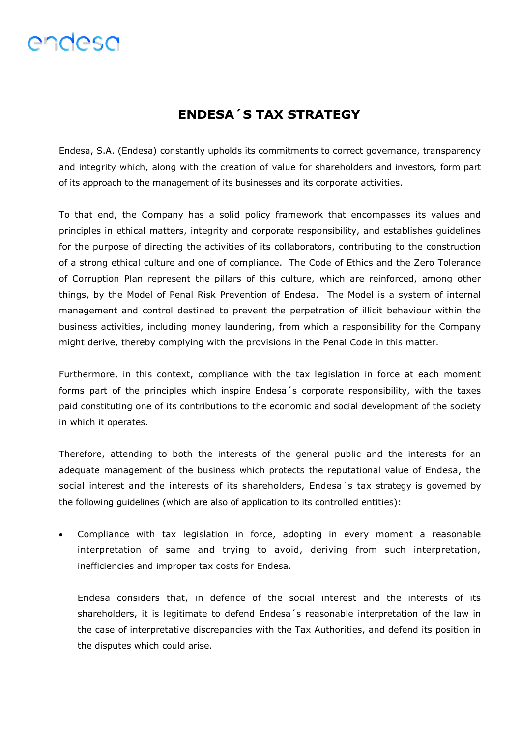# ENDESA´S TAX STRATEGY

Endesa, S.A. (Endesa) constantly upholds its commitments to correct governance, transparency and integrity which, along with the creation of value for shareholders and investors, form part of its approach to the management of its businesses and its corporate activities.

To that end, the Company has a solid policy framework that encompasses its values and principles in ethical matters, integrity and corporate responsibility, and establishes guidelines for the purpose of directing the activities of its collaborators, contributing to the construction of a strong ethical culture and one of compliance. The Code of Ethics and the Zero Tolerance of Corruption Plan represent the pillars of this culture, which are reinforced, among other things, by the Model of Penal Risk Prevention of Endesa. The Model is a system of internal management and control destined to prevent the perpetration of illicit behaviour within the business activities, including money laundering, from which a responsibility for the Company might derive, thereby complying with the provisions in the Penal Code in this matter.

Furthermore, in this context, compliance with the tax legislation in force at each moment forms part of the principles which inspire Endesa´s corporate responsibility, with the taxes paid constituting one of its contributions to the economic and social development of the society in which it operates.

Therefore, attending to both the interests of the general public and the interests for an adequate management of the business which protects the reputational value of Endesa, the social interest and the interests of its shareholders, Endesa´s tax strategy is governed by the following guidelines (which are also of application to its controlled entities):

- Compliance with tax legislation in force, adopting in every moment a reasonable interpretation of same and trying to avoid, deriving from such interpretation, inefficiencies and improper tax costs for Endesa.

  Endesa considers that, in defence of the social interest and the interests of its shareholders, it is legitimate to defend Endesa´s reasonable interpretation of the law in the case of interpretative discrepancies with the Tax Authorities, and defend its position in the disputes which could arise.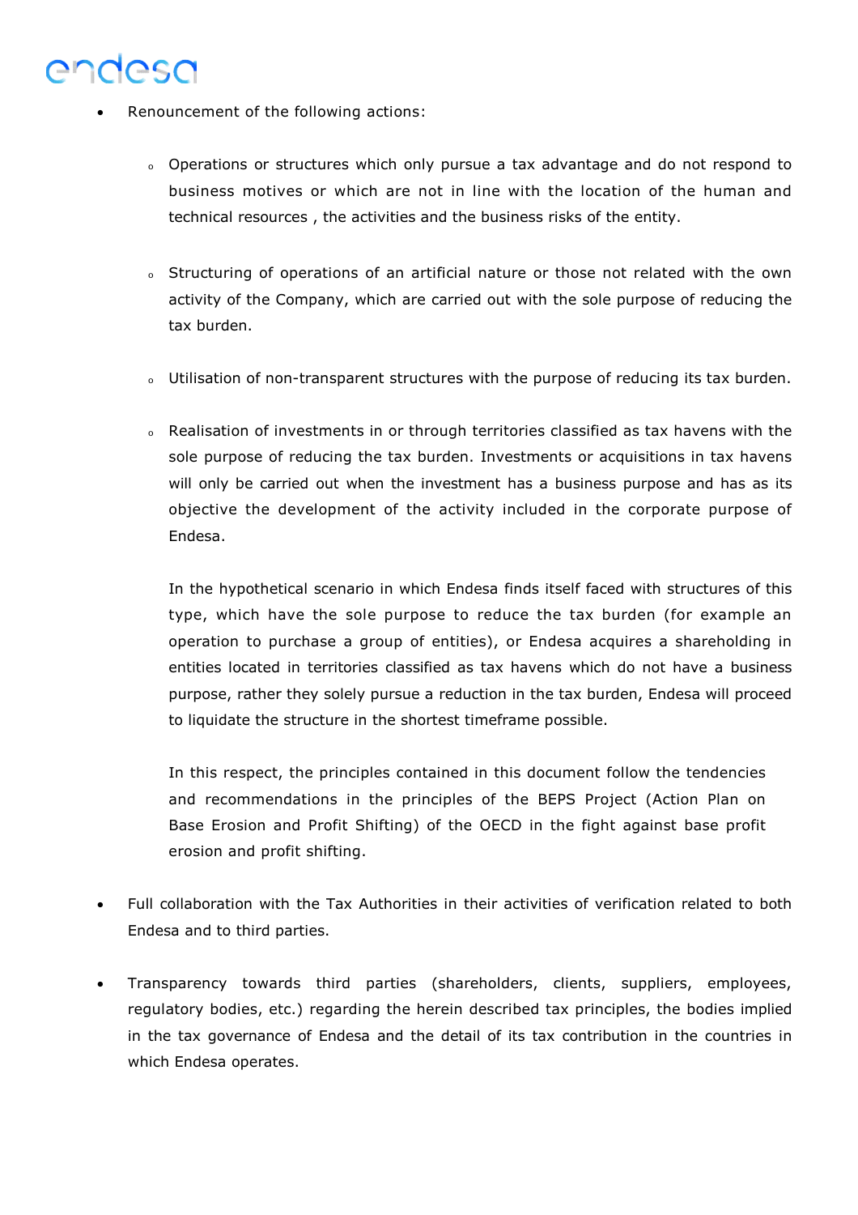- Renouncement of the following actions:

    - Operations or structures which only pursue a tax advantage and do not respond to business motives or which are not in line with the location of the human and technical resources , the activities and the business risks of the entity.

    - Structuring of operations of an artificial nature or those not related with the own activity of the Company, which are carried out with the sole purpose of reducing the tax burden.

    - Utilisation of non-transparent structures with the purpose of reducing its tax burden.

    - Realisation of investments in or through territories classified as tax havens with the sole purpose of reducing the tax burden. Investments or acquisitions in tax havens will only be carried out when the investment has a business purpose and has as its objective the development of the activity included in the corporate purpose of Endesa.

      In the hypothetical scenario in which Endesa finds itself faced with structures of this type, which have the sole purpose to reduce the tax burden (for example an operation to purchase a group of entities), or Endesa acquires a shareholding in entities located in territories classified as tax havens which do not have a business purpose, rather they solely pursue a reduction in the tax burden, Endesa will proceed to liquidate the structure in the shortest timeframe possible.

      In this respect, the principles contained in this document follow the tendencies and recommendations in the principles of the BEPS Project (Action Plan on Base Erosion and Profit Shifting) of the OECD in the fight against base profit erosion and profit shifting.

- Full collaboration with the Tax Authorities in their activities of verification related to both Endesa and to third parties.

- Transparency towards third parties (shareholders, clients, suppliers, employees, regulatory bodies, etc.) regarding the herein described tax principles, the bodies implied in the tax governance of Endesa and the detail of its tax contribution in the countries in which Endesa operates.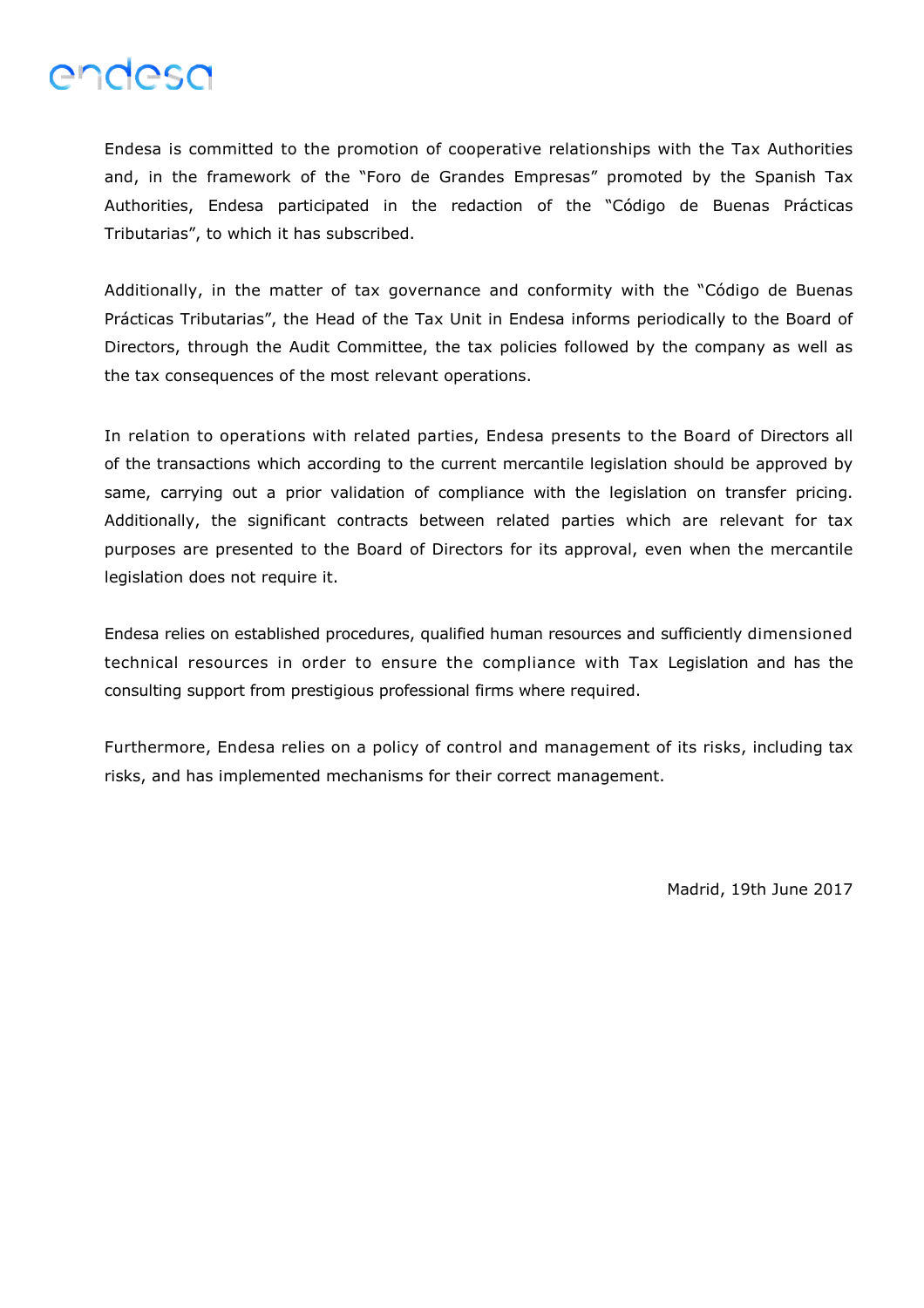Endesa is committed to the promotion of cooperative relationships with the Tax Authorities and, in the framework of the "Foro de Grandes Empresas" promoted by the Spanish Tax Authorities, Endesa participated in the redaction of the "Código de Buenas Prácticas Tributarias", to which it has subscribed.

Additionally, in the matter of tax governance and conformity with the "Código de Buenas Prácticas Tributarias", the Head of the Tax Unit in Endesa informs periodically to the Board of Directors, through the Audit Committee, the tax policies followed by the company as well as the tax consequences of the most relevant operations.

In relation to operations with related parties, Endesa presents to the Board of Directors all of the transactions which according to the current mercantile legislation should be approved by same, carrying out a prior validation of compliance with the legislation on transfer pricing. Additionally, the significant contracts between related parties which are relevant for tax purposes are presented to the Board of Directors for its approval, even when the mercantile legislation does not require it.

Endesa relies on established procedures, qualified human resources and sufficiently dimensioned technical resources in order to ensure the compliance with Tax Legislation and has the consulting support from prestigious professional firms where required.

Furthermore, Endesa relies on a policy of control and management of its risks, including tax risks, and has implemented mechanisms for their correct management.

Madrid, 19th June 2017